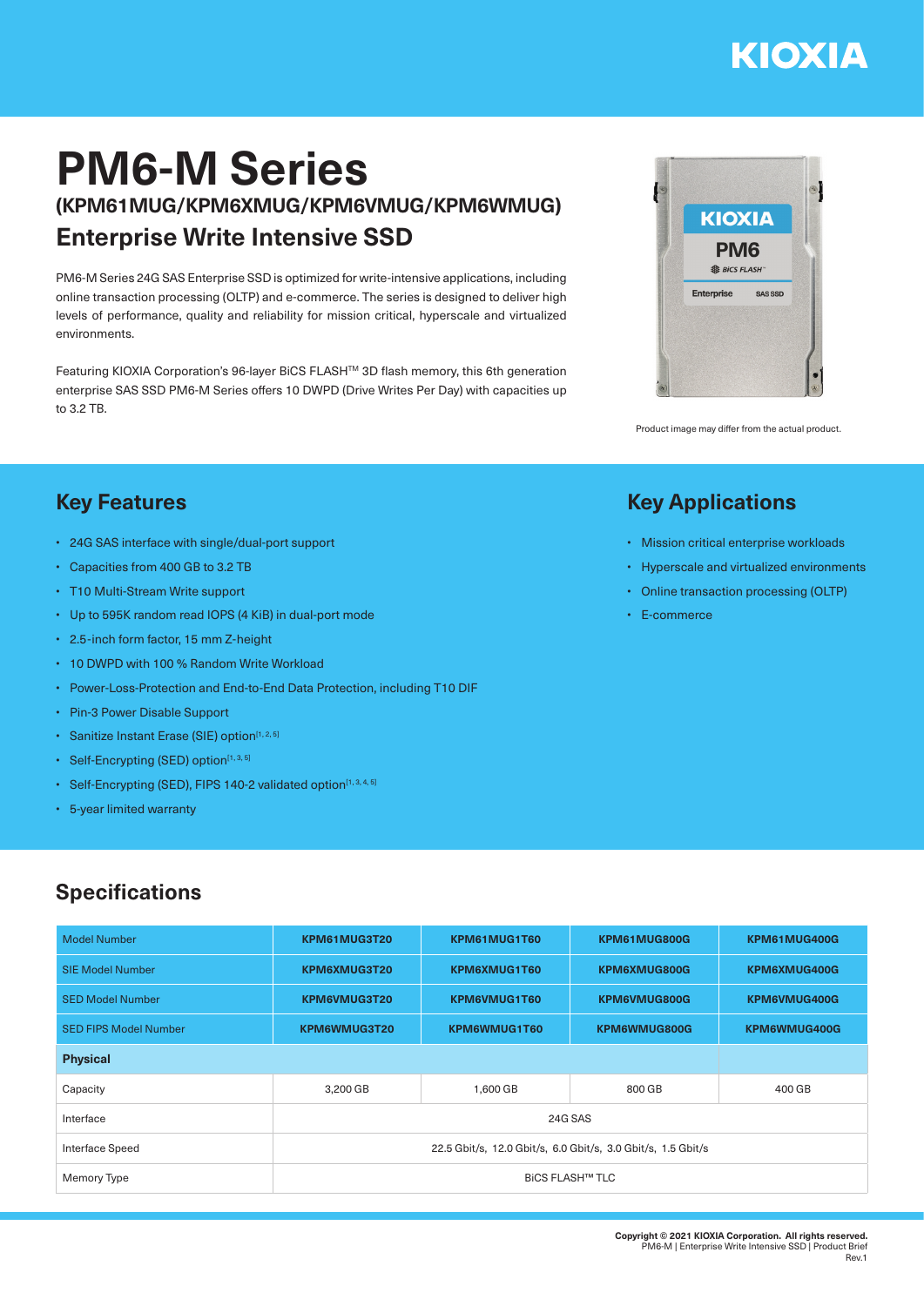# PM6-M Series

## (KPM61MUG/KPM6XMUG/KPM6VMUG/KPM6WMUG)

## Enterprise Write Intensive SSD

PM6-M Series 24G SAS Enterprise SSD is optimized for write-intensive applications, including online transaction processing (OLTP) and e-commerce. The series is designed to deliver high levels of performance, quality and reliability for mission critical, hyperscale and virtualized environments.

Featuring KIOXIA Corporation's 96-layer BiCS FLASH™ 3D flash memory, this 6th generation enterprise SAS SSD PM6-M Series offers 10 DWPD (Drive Writes Per Day) with capacities up to 3.2 TB.

Product image may differ from the actual product.

## Key Features

- 24G SAS interface with single/dual-port support
- Capacities from 400 GB to 3.2 TB
- T10 Multi-Stream Write support
- Up to 595K random read IOPS (4 KiB) in dual-port mode
- 2.5-inch form factor, 15 mm Z-height
- 10 DWPD with 100 % Random Write Workload
- Power-Loss-Protection and End-to-End Data Protection, including T10 DIF
- Pin-3 Power Disable Support
- Sanitize Instant Erase (SIE) option[1, 2, 5]
- Self-Encrypting (SED) option[1, 3, 5]
- Self-Encrypting (SED), FIPS 140-2 validated option[1, 3, 4, 5]
- 5-year limited warranty

## Key Applications

- Mission critical enterprise workloads
- Hyperscale and virtualized environments
- Online transaction processing (OLTP)
- E-commerce

## Specifications

| Model Number | KPM61MUG3T20 | KPM61MUG1T60 | KPM61MUG800G | KPM61MUG400G |
|---|---|---|---|---|
| SIE Model Number | KPM6XMUG3T20 | KPM6XMUG1T60 | KPM6XMUG800G | KPM6XMUG400G |
| SED Model Number | KPM6VMUG3T20 | KPM6VMUG1T60 | KPM6VMUG800G | KPM6VMUG400G |
| SED FIPS Model Number | KPM6WMUG3T20 | KPM6WMUG1T60 | KPM6WMUG800G | KPM6WMUG400G |
| **Physical** | | | | |
| Capacity | 3,200 GB | 1,600 GB | 800 GB | 400 GB |
| Interface | 24G SAS | | | |
| Interface Speed | 22.5 Gbit/s, 12.0 Gbit/s, 6.0 Gbit/s, 3.0 Gbit/s, 1.5 Gbit/s | | | |
| Memory Type | BiCS FLASH™ TLC | | | |

**Copyright © 2021 KIOXIA Corporation. All rights reserved.**
PM6-M | Enterprise Write Intensive SSD | Product Brief
Rev.1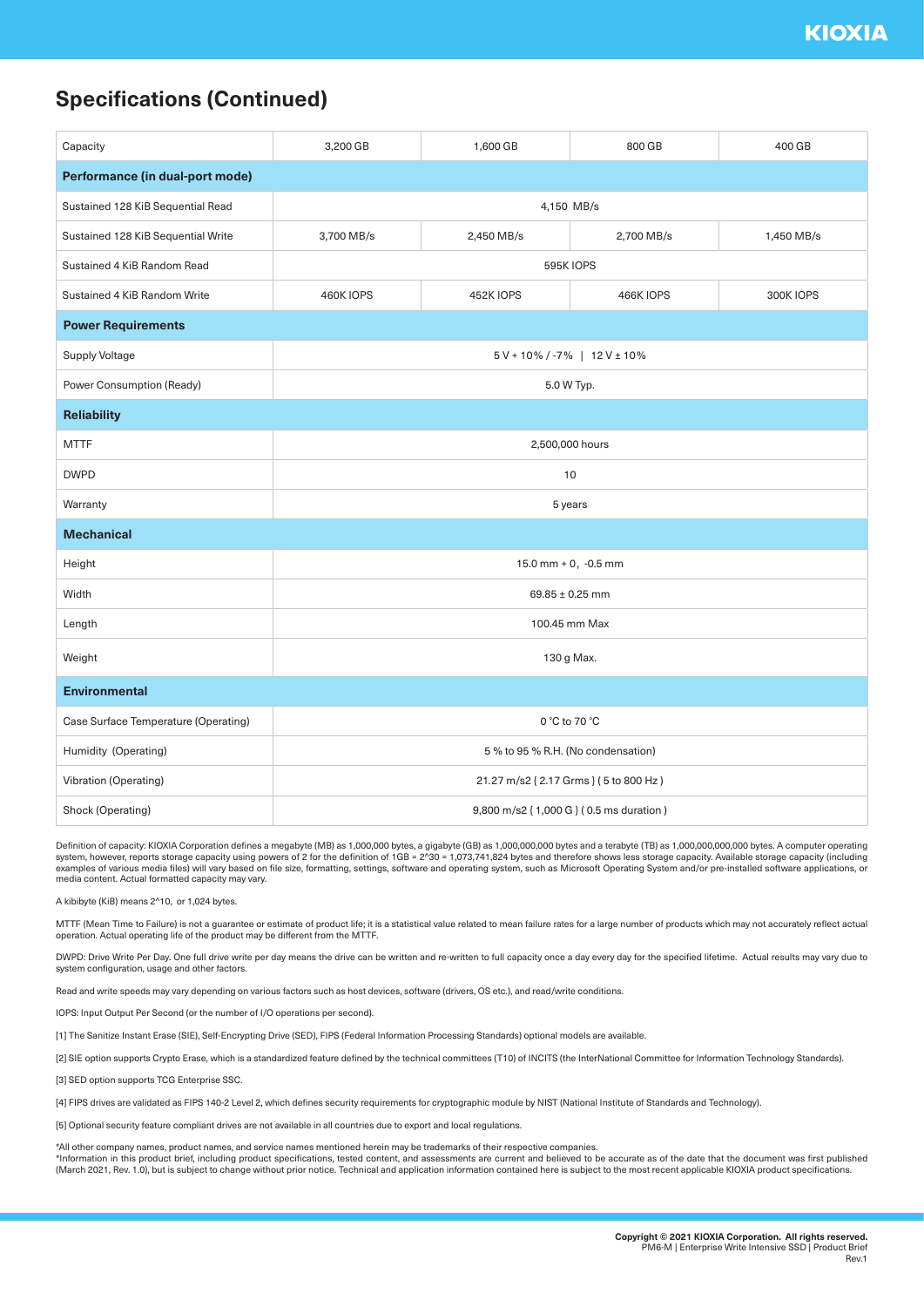## Specifications (Continued)

| Capacity | 3,200 GB | 1,600 GB | 800 GB | 400 GB |
|---|---|---|---|---|
| **Performance (in dual-port mode)** | | | | |
| Sustained 128 KiB Sequential Read | 4,150 MB/s | | | |
| Sustained 128 KiB Sequential Write | 3,700 MB/s | 2,450 MB/s | 2,700 MB/s | 1,450 MB/s |
| Sustained 4 KiB Random Read | 595K IOPS | | | |
| Sustained 4 KiB Random Write | 460K IOPS | 452K IOPS | 466K IOPS | 300K IOPS |
| **Power Requirements** | | | | |
| Supply Voltage | 5 V + 10% / -7% \| 12 V ± 10% | | | |
| Power Consumption (Ready) | 5.0 W Typ. | | | |
| **Reliability** | | | | |
| MTTF | 2,500,000 hours | | | |
| DWPD | 10 | | | |
| Warranty | 5 years | | | |
| **Mechanical** | | | | |
| Height | 15.0 mm + 0, -0.5 mm | | | |
| Width | 69.85 ± 0.25 mm | | | |
| Length | 100.45 mm Max | | | |
| Weight | 130 g Max. | | | |
| **Environmental** | | | | |
| Case Surface Temperature (Operating) | 0 °C to 70 °C | | | |
| Humidity (Operating) | 5 % to 95 % R.H. (No condensation) | | | |
| Vibration (Operating) | 21.27 m/s2 { 2.17 Grms } ( 5 to 800 Hz ) | | | |
| Shock (Operating) | 9,800 m/s2 { 1,000 G } ( 0.5 ms duration ) | | | |

Definition of capacity: KIOXIA Corporation defines a megabyte (MB) as 1,000,000 bytes, a gigabyte (GB) as 1,000,000,000 bytes and a terabyte (TB) as 1,000,000,000,000 bytes. A computer operating system, however, reports storage capacity using powers of 2 for the definition of 1GB = 2^30 = 1,073,741,824 bytes and therefore shows less storage capacity. Available storage capacity (including examples of various media files) will vary based on file size, formatting, settings, software and operating system, such as Microsoft Operating System and/or pre-installed software applications, or media content. Actual formatted capacity may vary.

A kibibyte (KiB) means 2^10, or 1,024 bytes.

MTTF (Mean Time to Failure) is not a guarantee or estimate of product life; it is a statistical value related to mean failure rates for a large number of products which may not accurately reflect actual operation. Actual operating life of the product may be different from the MTTF.

DWPD: Drive Write Per Day. One full drive write per day means the drive can be written and re-written to full capacity once a day every day for the specified lifetime. Actual results may vary due to system configuration, usage and other factors.

Read and write speeds may vary depending on various factors such as host devices, software (drivers, OS etc.), and read/write conditions.

IOPS: Input Output Per Second (or the number of I/O operations per second).

[1] The Sanitize Instant Erase (SIE), Self-Encrypting Drive (SED), FIPS (Federal Information Processing Standards) optional models are available.

[2] SIE option supports Crypto Erase, which is a standardized feature defined by the technical committees (T10) of INCITS (the InterNational Committee for Information Technology Standards).

[3] SED option supports TCG Enterprise SSC.

[4] FIPS drives are validated as FIPS 140-2 Level 2, which defines security requirements for cryptographic module by NIST (National Institute of Standards and Technology).

[5] Optional security feature compliant drives are not available in all countries due to export and local regulations.

*All other company names, product names, and service names mentioned herein may be trademarks of their respective companies.
*Information in this product brief, including product specifications, tested content, and assessments are current and believed to be accurate as of the date that the document was first published (March 2021, Rev. 1.0), but is subject to change without prior notice. Technical and application information contained here is subject to the most recent applicable KIOXIA product specifications.

**Copyright © 2021 KIOXIA Corporation. All rights reserved.**
PM6-M | Enterprise Write Intensive SSD | Product Brief
Rev.1